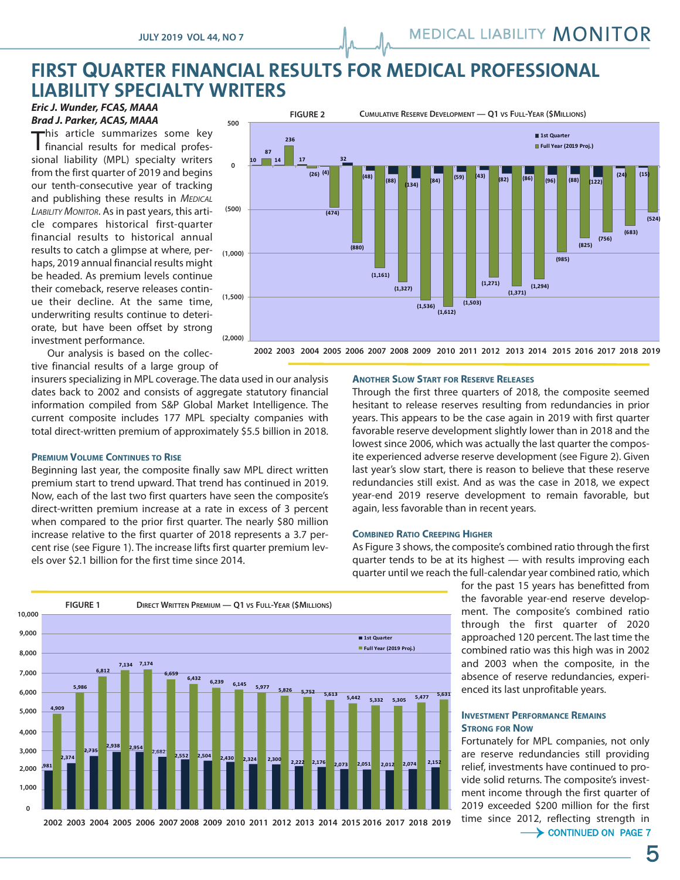# FIRST QUARTER FINANCIAL RESULTS FOR MEDICAL PROFESSIONAL LIABILITY SPECIALTY WRITERS

***Eric J. Wunder, FCAS, MAAA***
***Brad J. Parker, ACAS, MAAA***

This article summarizes some key financial results for medical professional liability (MPL) specialty writers from the first quarter of 2019 and begins our tenth-consecutive year of tracking and publishing these results in *Medical Liability Monitor*. As in past years, this article compares historical first-quarter financial results to historical annual results to catch a glimpse at where, perhaps, 2019 annual financial results might be headed. As premium levels continue their comeback, reserve releases continue their decline. At the same time, underwriting results continue to deteriorate, but have been offset by strong investment performance.

Our analysis is based on the collective financial results of a large group of insurers specializing in MPL coverage. The data used in our analysis dates back to 2002 and consists of aggregate statutory financial information compiled from S&P Global Market Intelligence. The current composite includes 177 MPL specialty companies with total direct-written premium of approximately $5.5 billion in 2018.

**FIGURE 2** CUMULATIVE RESERVE DEVELOPMENT — Q1 VS FULL-YEAR ($MILLIONS)

| Year | 1st Quarter | Full Year (2019 Proj.) |
|---|---|---|
| 2002 | 10 | 87 |
| 2003 | 14 | 236 |
| 2004 | 17 | (26) |
| 2005 | (4) | (474) |
| 2006 | 32 | (880) |
| 2007 | (48) | (1,161) |
| 2008 | (88) | (1,327) |
| 2009 | (134) | (1,536) |
| 2010 | (84) | (1,612) |
| 2011 | (59) | (1,503) |
| 2012 | (43) | (1,271) |
| 2013 | (82) | (1,371) |
| 2014 | (86) | (1,294) |
| 2015 | (96) | (985) |
| 2016 | (88) | (825) |
| 2017 | (122) | (756) |
| 2018 | (24) | (683) |
| 2019 | (15) | (524) |

### Premium Volume Continues to Rise

Beginning last year, the composite finally saw MPL direct written premium start to trend upward. That trend has continued in 2019. Now, each of the last two first quarters have seen the composite's direct-written premium increase at a rate in excess of 3 percent when compared to the prior first quarter. The nearly $80 million increase relative to the first quarter of 2018 represents a 3.7 percent rise (see Figure 1). The increase lifts first quarter premium levels over $2.1 billion for the first time since 2014.

**FIGURE 1** DIRECT WRITTEN PREMIUM — Q1 VS FULL-YEAR ($MILLIONS)

| Year | 1st Quarter | Full Year (2019 Proj.) |
|---|---|---|
| 2002 | 1,981 | 4,909 |
| 2003 | 2,374 | 5,986 |
| 2004 | 2,735 | 6,812 |
| 2005 | 2,938 | 7,134 |
| 2006 | 2,954 | 7,174 |
| 2007 | 2,682 | 6,659 |
| 2008 | 2,552 | 6,432 |
| 2009 | 2,504 | 6,239 |
| 2010 | 2,430 | 6,145 |
| 2011 | 2,324 | 5,977 |
| 2012 | 2,300 | 5,826 |
| 2013 | 2,222 | 5,752 |
| 2014 | 2,176 | 5,613 |
| 2015 | 2,073 | 5,442 |
| 2016 | 2,051 | 5,332 |
| 2017 | 2,012 | 5,305 |
| 2018 | 2,074 | 5,477 |
| 2019 | 2,152 | 5,631 |

### Another Slow Start for Reserve Releases

Through the first three quarters of 2018, the composite seemed hesitant to release reserves resulting from redundancies in prior years. This appears to be the case again in 2019 with first quarter favorable reserve development slightly lower than in 2018 and the lowest since 2006, which was actually the last quarter the composite experienced adverse reserve development (see Figure 2). Given last year's slow start, there is reason to believe that these reserve redundancies still exist. And as was the case in 2018, we expect year-end 2019 reserve development to remain favorable, but again, less favorable than in recent years.

### Combined Ratio Creeping Higher

As Figure 3 shows, the composite's combined ratio through the first quarter tends to be at its highest — with results improving each quarter until we reach the full-calendar year combined ratio, which for the past 15 years has benefitted from the favorable year-end reserve development. The composite's combined ratio through the first quarter of 2020 approached 120 percent. The last time the combined ratio was this high was in 2002 and 2003 when the composite, in the absence of reserve redundancies, experienced its last unprofitable years.

### Investment Performance Remains Strong for Now

Fortunately for MPL companies, not only are reserve redundancies still providing relief, investments have continued to provide solid returns. The composite's investment income through the first quarter of 2019 exceeded $200 million for the first time since 2012, reflecting strength in

→ CONTINUED ON PAGE 7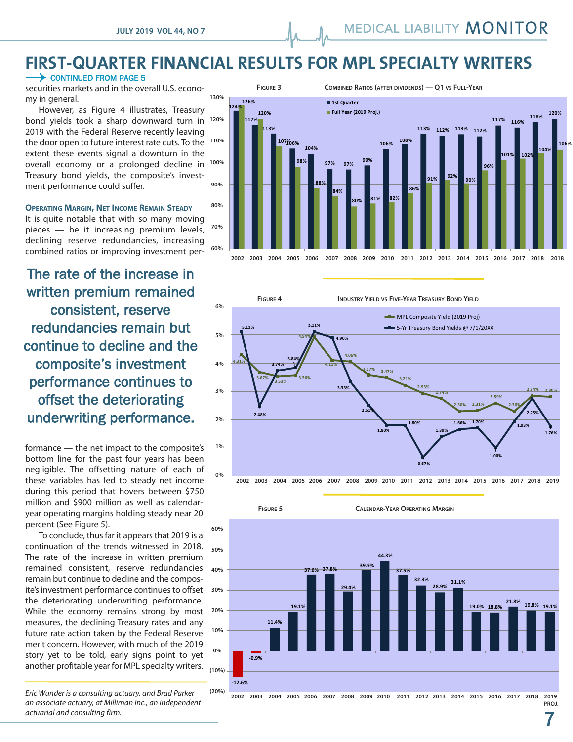# FIRST-QUARTER FINANCIAL RESULTS FOR MPL SPECIALTY WRITERS

→ CONTINUED FROM PAGE 5

securities markets and in the overall U.S. economy in general.

However, as Figure 4 illustrates, Treasury bond yields took a sharp downward turn in 2019 with the Federal Reserve recently leaving the door open to future interest rate cuts. To the extent these events signal a downturn in the overall economy or a prolonged decline in Treasury bond yields, the composite's investment performance could suffer.

### Operating Margin, Net Income Remain Steady

It is quite notable that with so many moving pieces — be it increasing premium levels, declining reserve redundancies, increasing combined ratios or improving investment performance — the net impact to the composite's bottom line for the past four years has been negligible. The offsetting nature of each of these variables has led to steady net income during this period that hovers between $750 million and $900 million as well as calendar-year operating margins holding steady near 20 percent (See Figure 5).

> The rate of the increase in written premium remained consistent, reserve redundancies remain but continue to decline and the composite's investment performance continues to offset the deteriorating underwriting performance.

To conclude, thus far it appears that 2019 is a continuation of the trends witnessed in 2018. The rate of the increase in written premium remained consistent, reserve redundancies remain but continue to decline and the composite's investment performance continues to offset the deteriorating underwriting performance. While the economy remains strong by most measures, the declining Treasury rates and any future rate action taken by the Federal Reserve merit concern. However, with much of the 2019 story yet to be told, early signs point to yet another profitable year for MPL specialty writers.

*Eric Wunder is a consulting actuary, and Brad Parker an associate actuary, at Milliman Inc., an independent actuarial and consulting firm.*

**Figure 3** — Combined Ratios (after dividends) — Q1 vs Full-Year

1st Quarter
Full Year (2019 Proj.)

124% 126% 117% 120% 113% 107% 106% 98% 104% 88% 97% 84% 97% 80% 99% 81% 106% 82% 108% 86% 113% 91% 112% 92% 113% 90% 112% 96% 117% 101% 116% 102% 118% 104% 120% 106%

2002 2003 2004 2005 2006 2007 2008 2009 2010 2011 2012 2013 2014 2015 2016 2017 2018 2018

**Figure 4** — Industry Yield vs Five-Year Treasury Bond Yield

MPL Composite Yield (2019 Proj)
5-Yr Treasury Bond Yields @ 7/1/20XX

4.31% 5.11% 3.67% 2.48% 3.53% 3.74% 3.56% 3.84% 4.94% 5.11% 4.11% 4.90% 4.06% 3.33% 3.57% 2.51% 3.47% 1.80% 3.21% 1.80% 2.93% 0.67% 2.74% 1.39% 2.30% 1.66% 2.31% 1.70% 2.59% 1.00% 2.30% 1.93% 2.84% 2.75% 2.80% 1.76%

2002 2003 2004 2005 2006 2007 2008 2009 2010 2011 2012 2013 2014 2015 2016 2017 2018 2019

**Figure 5** — Calendar-Year Operating Margin

-12.6% -0.9% 11.4% 19.1% 37.6% 37.8% 29.4% 39.9% 44.3% 37.5% 32.3% 28.9% 31.1% 19.0% 18.8% 21.8% 19.8% 19.1%

2002 2003 2004 2005 2006 2007 2008 2009 2010 2011 2012 2013 2014 2015 2016 2017 2018 2019 PROJ.